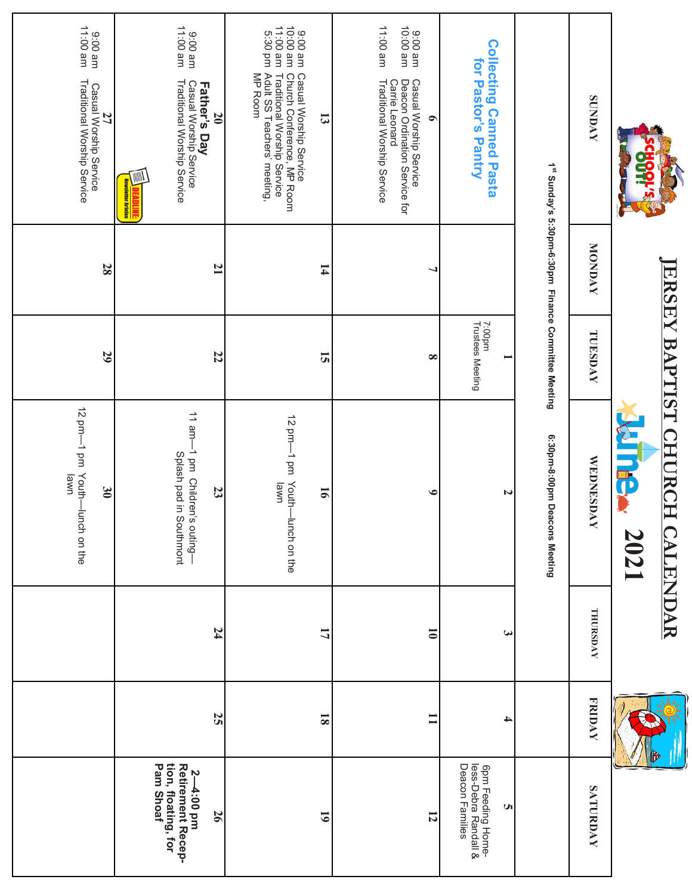# JERSEY BAPTIST CHURCH CALENDAR

## June 2021

| SUNDAY | MONDAY | TUESDAY | WEDNESDAY | THURSDAY | FRIDAY | SATURDAY |
|---|---|---|---|---|---|---|
| 1st Sunday's 5:30pm-6:30pm Finance Committee Meeting &nbsp;&nbsp; 6:30pm-8:00pm Deacons Meeting | | | | | | |
| **Collecting Canned Pasta for Pastor's Pantry** | | **1** 7:00pm Trustees Meeting | **2** | **3** | **4** | **5** 6pm Feeding Homeless-Debra Randall & Deacon Families |
| **6** 9:00 am Casual Worship Service; 10:00 am Deacon Ordination Service for Carrie Leonard; 11:00 am Traditional Worship Service | **7** | **8** | **9** | **10** | **11** | **12** |
| **13** 9:00 am Casual Worship Service; 10:00 am Church Conference, MP Room; 11:00 am Traditional Worship Service; 5:30 pm Adult SS Teachers' meeting, MP Room | **14** | **15** | **16** 12 pm—1 pm Youth—lunch on the lawn | **17** | **18** | **19** |
| **20** **Father's Day** 9:00 am Casual Worship Service; 11:00 am Traditional Worship Service | **21** | **22** | **23** 11 am—1 pm Children's outing—Splash pad in Southmont | **24** | **25** | **26** **2—4:00 pm Retirement Reception, floating, for Pam Shoaf** |
| **27** 9:00 am Casual Worship Service; 11:00 am Traditional Worship Service | **28** | **29** | **30** 12 pm—1 pm Youth—lunch on the lawn | | | |

DEADLINE: Newsletter Articles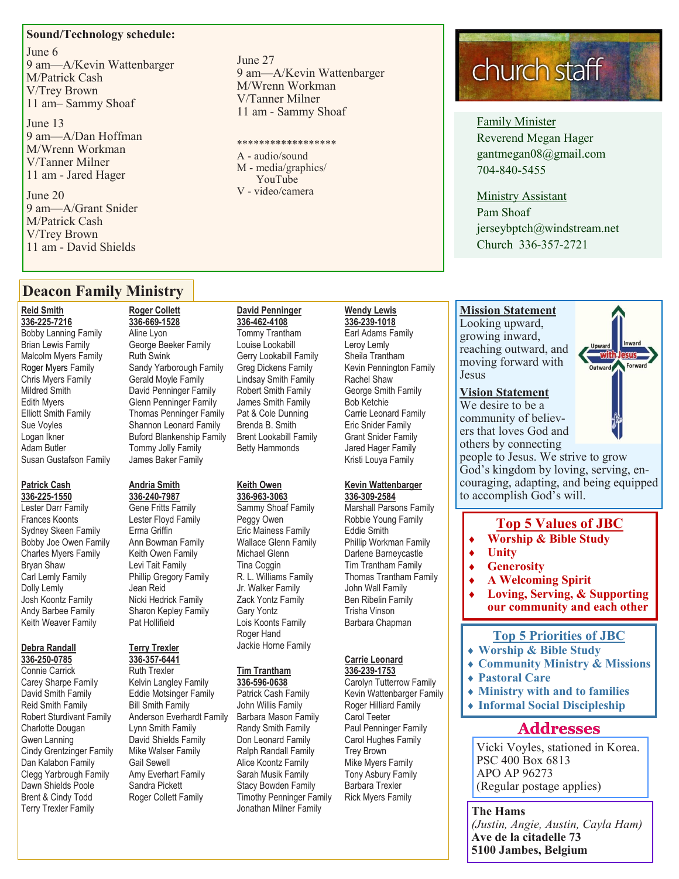## Sound/Technology schedule:

June 6
9 am—A/Kevin Wattenbarger
M/Patrick Cash
V/Trey Brown
11 am– Sammy Shoaf

June 13
9 am—A/Dan Hoffman
M/Wrenn Workman
V/Tanner Milner
11 am - Jared Hager

June 20
9 am—A/Grant Snider
M/Patrick Cash
V/Trey Brown
11 am - David Shields

June 27
9 am—A/Kevin Wattenbarger
M/Wrenn Workman
V/Tanner Milner
11 am - Sammy Shoaf

*****************

A - audio/sound
M - media/graphics/YouTube
V - video/camera

## church staff

Family Minister
Reverend Megan Hager
gantmegan08@gmail.com
704-840-5455

Ministry Assistant
Pam Shoaf
jerseybptch@windstream.net
Church 336-357-2721

## Deacon Family Ministry

**Reid Smith**
**336-225-7216**
Bobby Lanning Family
Brian Lewis Family
Malcolm Myers Family
Roger Myers Family
Chris Myers Family
Mildred Smith
Edith Myers
Elliott Smith Family
Sue Voyles
Logan Ikner
Adam Butler
Susan Gustafson Family

**Patrick Cash**
**336-225-1550**
Lester Darr Family
Frances Koonts
Sydney Skeen Family
Bobby Joe Owen Family
Charles Myers Family
Bryan Shaw
Carl Lemly Family
Dolly Lemly
Josh Koontz Family
Andy Barbee Family
Keith Weaver Family

**Debra Randall**
**336-250-0785**
Connie Carrick
Carey Sharpe Family
David Smith Family
Reid Smith Family
Robert Sturdivant Family
Charlotte Dougan
Gwen Lanning
Cindy Grentzinger Family
Dan Kalabon Family
Clegg Yarbrough Family
Dawn Shields Poole
Brent & Cindy Todd
Terry Trexler Family

**Roger Collett**
**336-669-1528**
Aline Lyon
George Beeker Family
Ruth Swink
Sandy Yarborough Family
Gerald Moyle Family
David Penninger Family
Glenn Penninger Family
Thomas Penninger Family
Shannon Leonard Family
Buford Blankenship Family
Tommy Jolly Family
James Baker Family

**Andria Smith**
**336-240-7987**
Gene Fritts Family
Lester Floyd Family
Erma Griffin
Ann Bowman Family
Keith Owen Family
Levi Tait Family
Phillip Gregory Family
Jean Reid
Nicki Hedrick Family
Sharon Kepley Family
Pat Hollifield

**Terry Trexler**
**336-357-6441**
Ruth Trexler
Kelvin Langley Family
Eddie Motsinger Family
Bill Smith Family
Anderson Everhardt Family
Lynn Smith Family
David Shields Family
Mike Walser Family
Gail Sewell
Amy Everhart Family
Sandra Pickett
Roger Collett Family

**David Penninger**
**336-462-4108**
Tommy Trantham
Louise Lookabill
Gerry Lookabill Family
Greg Dickens Family
Lindsay Smith Family
Robert Smith Family
James Smith Family
Pat & Cole Dunning
Brenda B. Smith
Brent Lookabill Family
Betty Hammonds

**Keith Owen**
**336-963-3063**
Sammy Shoaf Family
Peggy Owen
Eric Mainess Family
Wallace Glenn Family
Michael Glenn
Tina Coggin
R. L. Williams Family
Jr. Walker Family
Zack Yontz Family
Gary Yontz
Lois Koonts Family
Roger Hand
Jackie Horne Family

**Tim Trantham**
**336-596-0638**
Patrick Cash Family
John Willis Family
Barbara Mason Family
Randy Smith Family
Don Leonard Family
Ralph Randall Family
Alice Koontz Family
Sarah Musik Family
Stacy Bowden Family
Timothy Penninger Family
Jonathan Milner Family

**Wendy Lewis**
**336-239-1018**
Earl Adams Family
Leroy Lemly
Sheila Trantham
Kevin Pennington Family
Rachel Shaw
George Smith Family
Bob Ketchie
Carrie Leonard Family
Eric Snider Family
Grant Snider Family
Jared Hager Family
Kristi Louya Family

**Kevin Wattenbarger**
**336-309-2584**
Marshall Parsons Family
Robbie Young Family
Eddie Smith
Phillip Workman Family
Darlene Barneycastle
Tim Trantham Family
Thomas Trantham Family
John Wall Family
Ben Ribelin Family
Trisha Vinson
Barbara Chapman

**Carrie Leonard**
**336-239-1753**
Carolyn Tutterrow Family
Kevin Wattenbarger Family
Roger Hilliard Family
Carol Teeter
Paul Penninger Family
Carol Hughes Family
Trey Brown
Mike Myers Family
Tony Asbury Family
Barbara Trexler
Rick Myers Family

**Mission Statement**
Looking upward, growing inward, reaching outward, and moving forward with Jesus

**Vision Statement**
We desire to be a community of believers that loves God and others by connecting people to Jesus. We strive to grow God's kingdom by loving, serving, encouraging, adapting, and being equipped to accomplish God's will.

## Top 5 Values of JBC

- **Worship & Bible Study**
- **Unity**
- **Generosity**
- **A Welcoming Spirit**
- **Loving, Serving, & Supporting our community and each other**

## Top 5 Priorities of JBC

- **Worship & Bible Study**
- **Community Ministry & Missions**
- **Pastoral Care**
- **Ministry with and to families**
- **Informal Social Discipleship**

## Addresses

Vicki Voyles, stationed in Korea.
PSC 400 Box 6813
APO AP 96273
(Regular postage applies)

**The Hams**
*(Justin, Angie, Austin, Cayla Ham)*
**Ave de la citadelle 73**
**5100 Jambes, Belgium**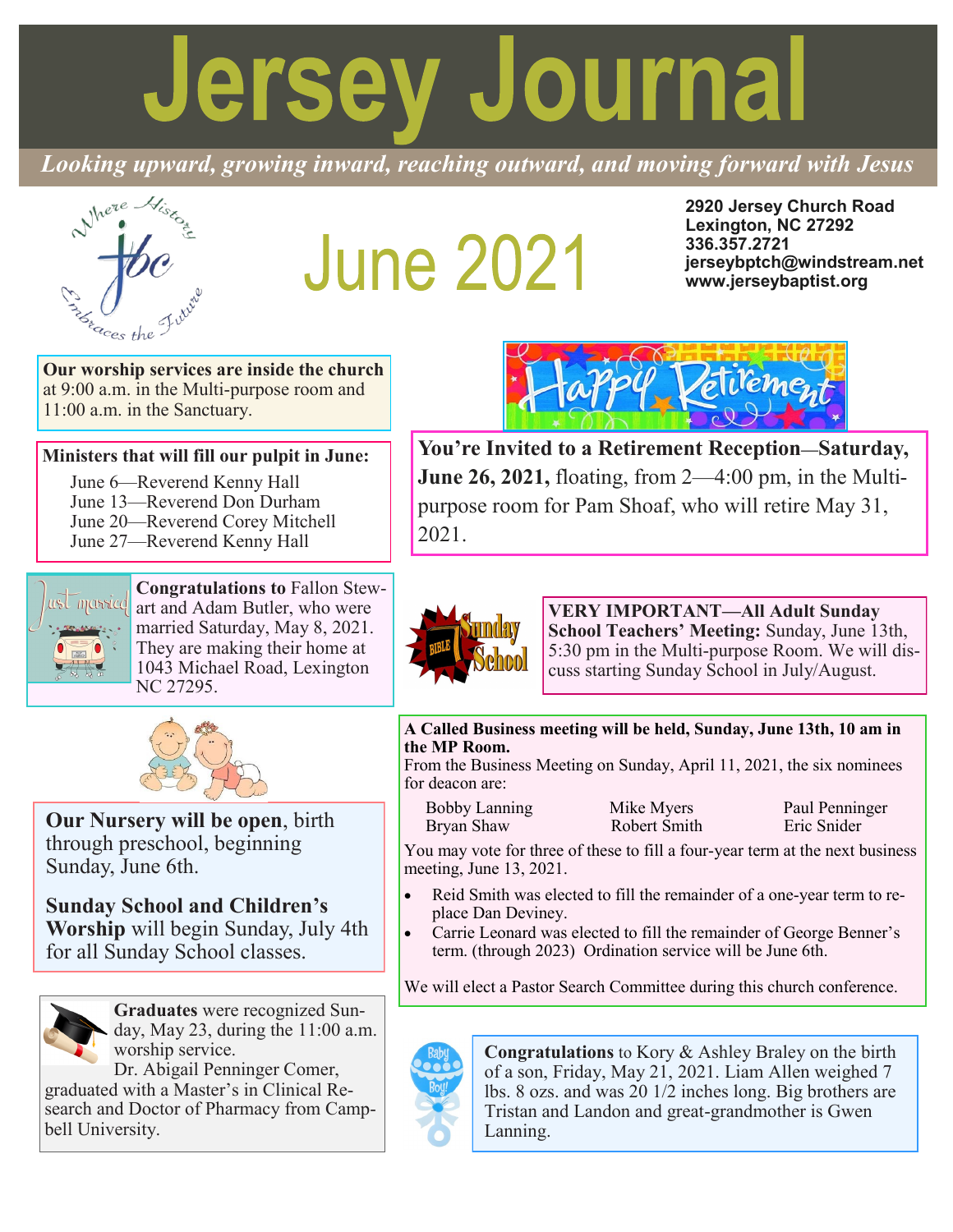# Jersey Journal

*Looking upward, growing inward, reaching outward, and moving forward with Jesus*

## June 2021

**2920 Jersey Church Road**
**Lexington, NC 27292**
**336.357.2721**
**jerseybptch@windstream.net**
**www.jerseybaptist.org**

**Our worship services are inside the church** at 9:00 a.m. in the Multi-purpose room and 11:00 a.m. in the Sanctuary.

**Ministers that will fill our pulpit in June:**

June 6—Reverend Kenny Hall
June 13—Reverend Don Durham
June 20—Reverend Corey Mitchell
June 27—Reverend Kenny Hall

**Congratulations to** Fallon Stewart and Adam Butler, who were married Saturday, May 8, 2021. They are making their home at 1043 Michael Road, Lexington NC 27295.

**Our Nursery will be open**, birth through preschool, beginning Sunday, June 6th.

**Sunday School and Children's Worship** will begin Sunday, July 4th for all Sunday School classes.

**Graduates** were recognized Sunday, May 23, during the 11:00 a.m. worship service.

Dr. Abigail Penninger Comer, graduated with a Master's in Clinical Research and Doctor of Pharmacy from Campbell University.

**You're Invited to a Retirement Reception—Saturday, June 26, 2021,** floating, from 2—4:00 pm, in the Multi-purpose room for Pam Shoaf, who will retire May 31, 2021.

**VERY IMPORTANT—All Adult Sunday School Teachers' Meeting:** Sunday, June 13th, 5:30 pm in the Multi-purpose Room. We will discuss starting Sunday School in July/August.

**A Called Business meeting will be held, Sunday, June 13th, 10 am in the MP Room.**

From the Business Meeting on Sunday, April 11, 2021, the six nominees for deacon are:

| | | |
|---|---|---|
| Bobby Lanning | Mike Myers | Paul Penninger |
| Bryan Shaw | Robert Smith | Eric Snider |

You may vote for three of these to fill a four-year term at the next business meeting, June 13, 2021.

- Reid Smith was elected to fill the remainder of a one-year term to replace Dan Deviney.
- Carrie Leonard was elected to fill the remainder of George Benner's term. (through 2023) Ordination service will be June 6th.

We will elect a Pastor Search Committee during this church conference.

**Congratulations** to Kory & Ashley Braley on the birth of a son, Friday, May 21, 2021. Liam Allen weighed 7 lbs. 8 ozs. and was 20 1/2 inches long. Big brothers are Tristan and Landon and great-grandmother is Gwen Lanning.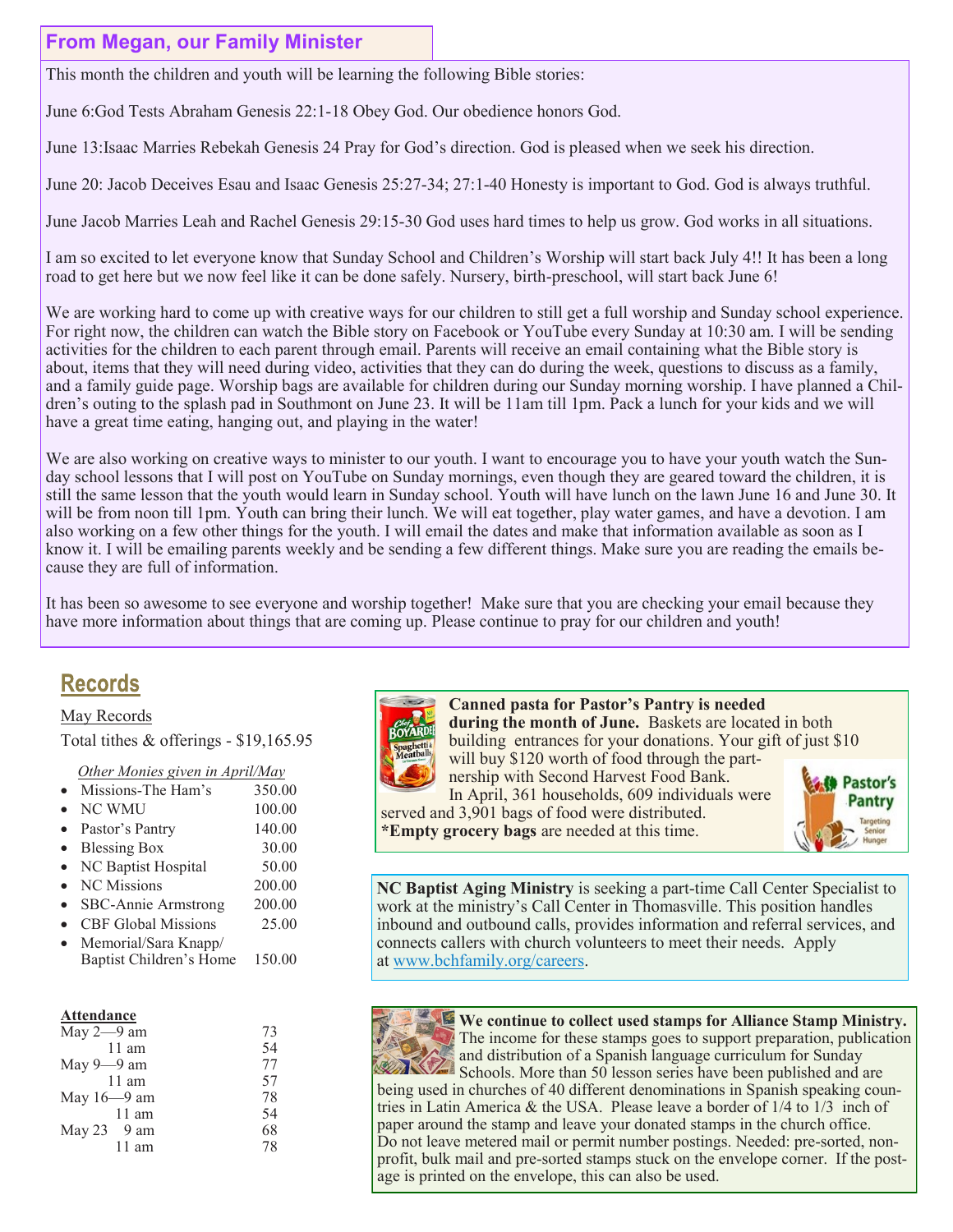## From Megan, our Family Minister

This month the children and youth will be learning the following Bible stories:

June 6:God Tests Abraham Genesis 22:1-18 Obey God. Our obedience honors God.

June 13:Isaac Marries Rebekah Genesis 24 Pray for God's direction. God is pleased when we seek his direction.

June 20: Jacob Deceives Esau and Isaac Genesis 25:27-34; 27:1-40 Honesty is important to God. God is always truthful.

June Jacob Marries Leah and Rachel Genesis 29:15-30 God uses hard times to help us grow. God works in all situations.

I am so excited to let everyone know that Sunday School and Children's Worship will start back July 4!! It has been a long road to get here but we now feel like it can be done safely. Nursery, birth-preschool, will start back June 6!

We are working hard to come up with creative ways for our children to still get a full worship and Sunday school experience. For right now, the children can watch the Bible story on Facebook or YouTube every Sunday at 10:30 am. I will be sending activities for the children to each parent through email. Parents will receive an email containing what the Bible story is about, items that they will need during video, activities that they can do during the week, questions to discuss as a family, and a family guide page. Worship bags are available for children during our Sunday morning worship. I have planned a Children's outing to the splash pad in Southmont on June 23. It will be 11am till 1pm. Pack a lunch for your kids and we will have a great time eating, hanging out, and playing in the water!

We are also working on creative ways to minister to our youth. I want to encourage you to have your youth watch the Sunday school lessons that I will post on YouTube on Sunday mornings, even though they are geared toward the children, it is still the same lesson that the youth would learn in Sunday school. Youth will have lunch on the lawn June 16 and June 30. It will be from noon till 1pm. Youth can bring their lunch. We will eat together, play water games, and have a devotion. I am also working on a few other things for the youth. I will email the dates and make that information available as soon as I know it. I will be emailing parents weekly and be sending a few different things. Make sure you are reading the emails because they are full of information.

It has been so awesome to see everyone and worship together! Make sure that you are checking your email because they have more information about things that are coming up. Please continue to pray for our children and youth!

## Records

May Records

Total tithes & offerings - $19,165.95

*Other Monies given in April/May*

- Missions-The Ham's 350.00
- NC WMU 100.00
- Pastor's Pantry 140.00
- Blessing Box 30.00
- NC Baptist Hospital 50.00
- NC Missions 200.00
- SBC-Annie Armstrong 200.00
- CBF Global Missions 25.00
- Memorial/Sara Knapp/ Baptist Children's Home 150.00

**Attendance**

| | | |
|---|---|---|
| May 2 | 9 am | 73 |
| | 11 am | 54 |
| May 9 | 9 am | 77 |
| | 11 am | 57 |
| May 16 | 9 am | 78 |
| | 11 am | 54 |
| May 23 | 9 am | 68 |
| | 11 am | 78 |

**Canned pasta for Pastor's Pantry is needed during the month of June.** Baskets are located in both building entrances for your donations. Your gift of just $10 will buy $120 worth of food through the partnership with Second Harvest Food Bank. In April, 361 households, 609 individuals were served and 3,901 bags of food were distributed. ***Empty grocery bags** are needed at this time.

**NC Baptist Aging Ministry** is seeking a part-time Call Center Specialist to work at the ministry's Call Center in Thomasville. This position handles inbound and outbound calls, provides information and referral services, and connects callers with church volunteers to meet their needs. Apply at www.bchfamily.org/careers.

**We continue to collect used stamps for Alliance Stamp Ministry.** The income for these stamps goes to support preparation, publication and distribution of a Spanish language curriculum for Sunday Schools. More than 50 lesson series have been published and are being used in churches of 40 different denominations in Spanish speaking countries in Latin America & the USA. Please leave a border of 1/4 to 1/3 inch of paper around the stamp and leave your donated stamps in the church office. Do not leave metered mail or permit number postings. Needed: pre-sorted, non-profit, bulk mail and pre-sorted stamps stuck on the envelope corner. If the postage is printed on the envelope, this can also be used.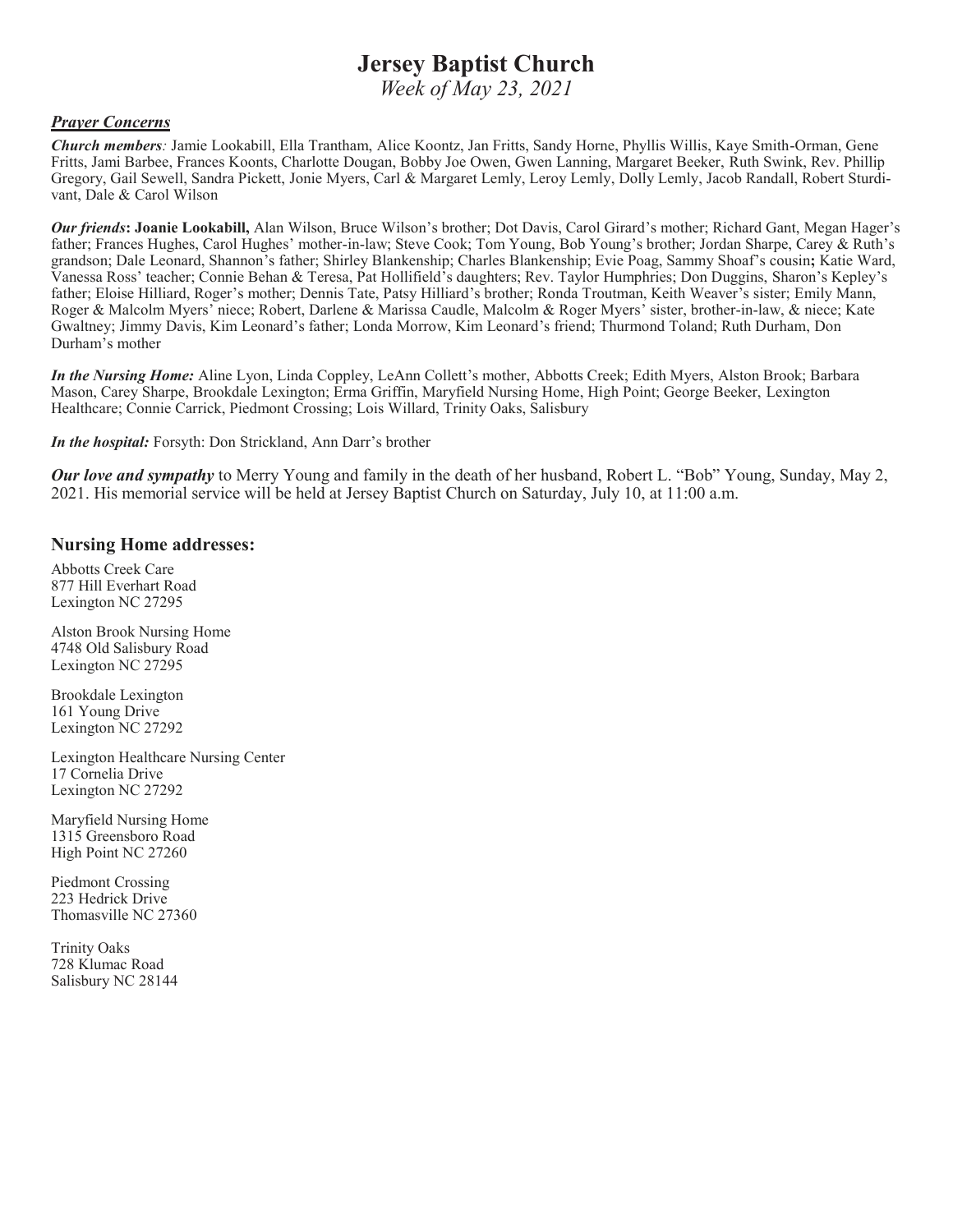# Jersey Baptist Church

*Week of May 23, 2021*

***Prayer Concerns***

***Church members****:* Jamie Lookabill, Ella Trantham, Alice Koontz, Jan Fritts, Sandy Horne, Phyllis Willis, Kaye Smith-Orman, Gene Fritts, Jami Barbee, Frances Koonts, Charlotte Dougan, Bobby Joe Owen, Gwen Lanning, Margaret Beeker, Ruth Swink, Rev. Phillip Gregory, Gail Sewell, Sandra Pickett, Jonie Myers, Carl & Margaret Lemly, Leroy Lemly, Dolly Lemly, Jacob Randall, Robert Sturdivant, Dale & Carol Wilson

***Our friends*****: Joanie Lookabill,** Alan Wilson, Bruce Wilson's brother; Dot Davis, Carol Girard's mother; Richard Gant, Megan Hager's father; Frances Hughes, Carol Hughes' mother-in-law; Steve Cook; Tom Young, Bob Young's brother; Jordan Sharpe, Carey & Ruth's grandson; Dale Leonard, Shannon's father; Shirley Blankenship; Charles Blankenship; Evie Poag, Sammy Shoaf's cousin**;** Katie Ward, Vanessa Ross' teacher; Connie Behan & Teresa, Pat Hollifield's daughters; Rev. Taylor Humphries; Don Duggins, Sharon's Kepley's father; Eloise Hilliard, Roger's mother; Dennis Tate, Patsy Hilliard's brother; Ronda Troutman, Keith Weaver's sister; Emily Mann, Roger & Malcolm Myers' niece; Robert, Darlene & Marissa Caudle, Malcolm & Roger Myers' sister, brother-in-law, & niece; Kate Gwaltney; Jimmy Davis, Kim Leonard's father; Londa Morrow, Kim Leonard's friend; Thurmond Toland; Ruth Durham, Don Durham's mother

***In the Nursing Home:*** Aline Lyon, Linda Coppley, LeAnn Collett's mother, Abbotts Creek; Edith Myers, Alston Brook; Barbara Mason, Carey Sharpe, Brookdale Lexington; Erma Griffin, Maryfield Nursing Home, High Point; George Beeker, Lexington Healthcare; Connie Carrick, Piedmont Crossing; Lois Willard, Trinity Oaks, Salisbury

***In the hospital:*** Forsyth: Don Strickland, Ann Darr's brother

***Our love and sympathy*** to Merry Young and family in the death of her husband, Robert L. "Bob" Young, Sunday, May 2, 2021. His memorial service will be held at Jersey Baptist Church on Saturday, July 10, at 11:00 a.m.

## Nursing Home addresses:

Abbotts Creek Care
877 Hill Everhart Road
Lexington NC 27295

Alston Brook Nursing Home
4748 Old Salisbury Road
Lexington NC 27295

Brookdale Lexington
161 Young Drive
Lexington NC 27292

Lexington Healthcare Nursing Center
17 Cornelia Drive
Lexington NC 27292

Maryfield Nursing Home
1315 Greensboro Road
High Point NC 27260

Piedmont Crossing
223 Hedrick Drive
Thomasville NC 27360

Trinity Oaks
728 Klumac Road
Salisbury NC 28144